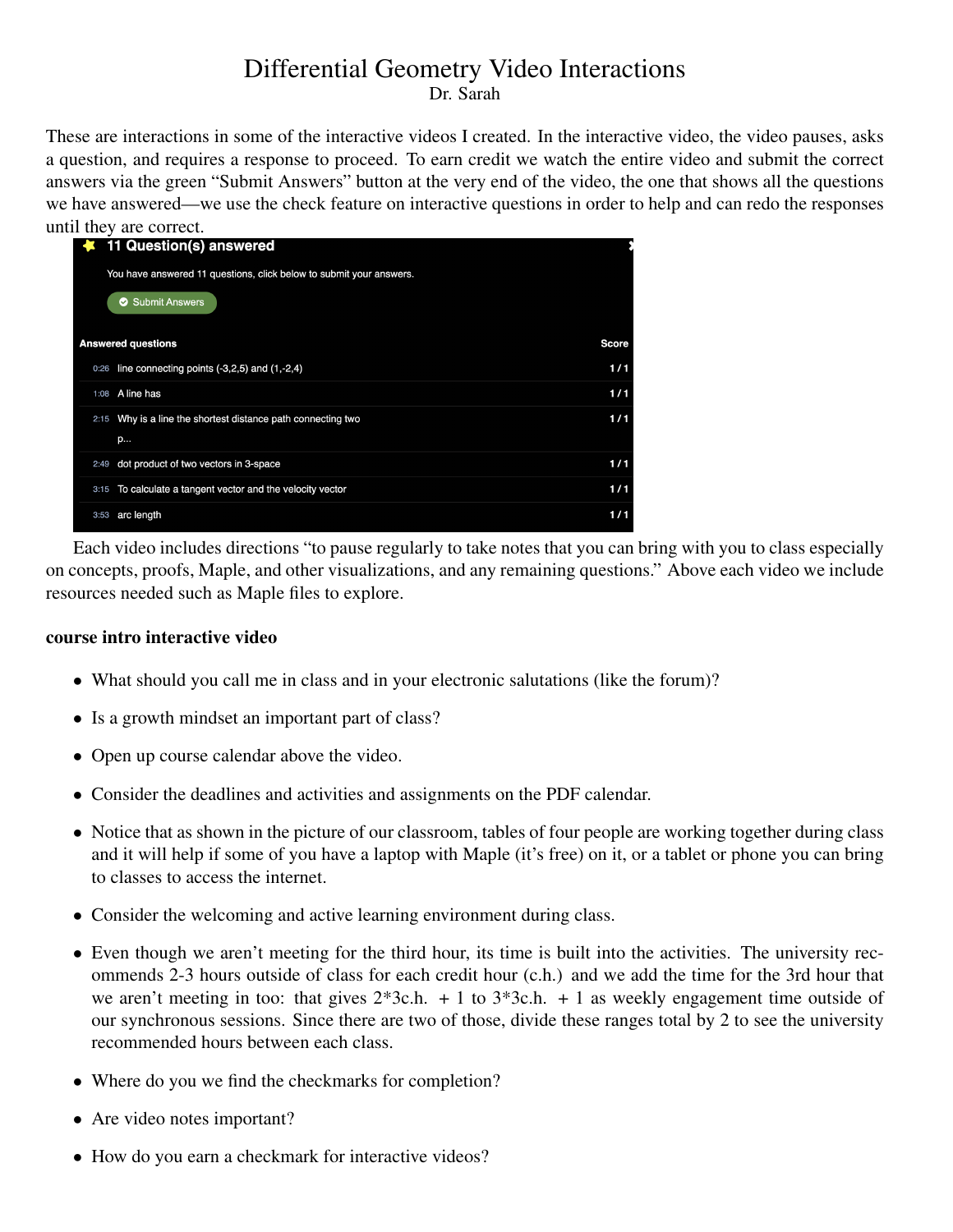# Differential Geometry Video Interactions

Dr. Sarah

These are interactions in some of the interactive videos I created. In the interactive video, the video pauses, asks a question, and requires a response to proceed. To earn credit we watch the entire video and submit the correct answers via the green "Submit Answers" button at the very end of the video, the one that shows all the questions we have answered—we use the check feature on interactive questions in order to help and can redo the responses until they are correct.

**11 Question(s) answered**

You have answered 11 questions, click below to submit your answers.

Submit Answers

| Answered questions | Score |
| --- | --- |
| 0:26 line connecting points (-3,2,5) and (1,-2,4) | 1 / 1 |
| 1:08 A line has | 1 / 1 |
| 2:15 Why is a line the shortest distance path connecting two p... | 1 / 1 |
| 2:49 dot product of two vectors in 3-space | 1 / 1 |
| 3:15 To calculate a tangent vector and the velocity vector | 1 / 1 |
| 3:53 arc length | 1 / 1 |

Each video includes directions "to pause regularly to take notes that you can bring with you to class especially on concepts, proofs, Maple, and other visualizations, and any remaining questions." Above each video we include resources needed such as Maple files to explore.

**course intro interactive video**

- What should you call me in class and in your electronic salutations (like the forum)?
- Is a growth mindset an important part of class?
- Open up course calendar above the video.
- Consider the deadlines and activities and assignments on the PDF calendar.
- Notice that as shown in the picture of our classroom, tables of four people are working together during class and it will help if some of you have a laptop with Maple (it's free) on it, or a tablet or phone you can bring to classes to access the internet.
- Consider the welcoming and active learning environment during class.
- Even though we aren't meeting for the third hour, its time is built into the activities. The university recommends 2-3 hours outside of class for each credit hour (c.h.) and we add the time for the 3rd hour that we aren't meeting in too: that gives 2*3c.h. + 1 to 3*3c.h. + 1 as weekly engagement time outside of our synchronous sessions. Since there are two of those, divide these ranges total by 2 to see the university recommended hours between each class.
- Where do you we find the checkmarks for completion?
- Are video notes important?
- How do you earn a checkmark for interactive videos?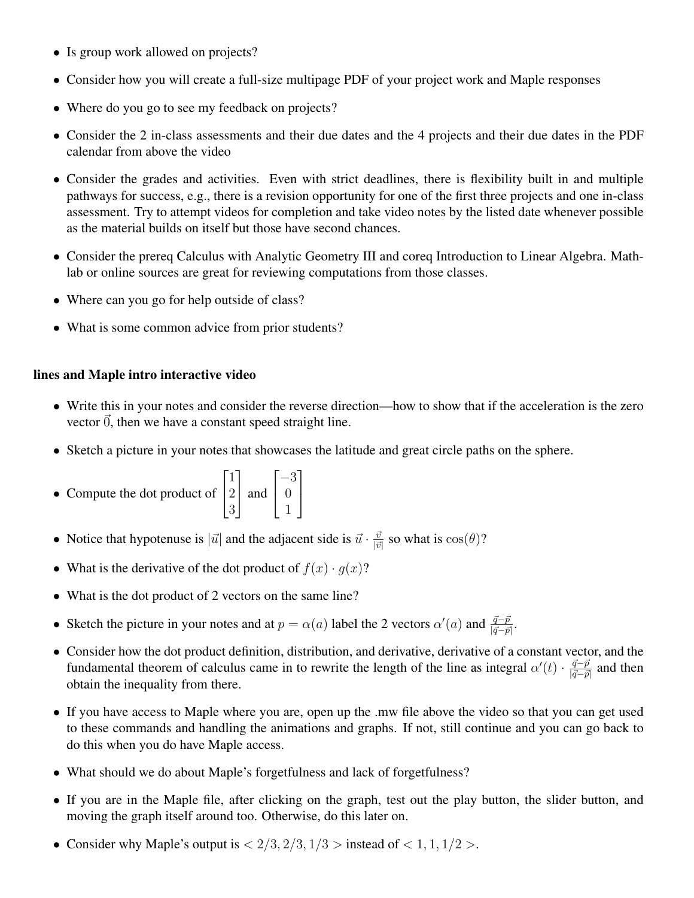- Is group work allowed on projects?
- Consider how you will create a full-size multipage PDF of your project work and Maple responses
- Where do you go to see my feedback on projects?
- Consider the 2 in-class assessments and their due dates and the 4 projects and their due dates in the PDF calendar from above the video
- Consider the grades and activities. Even with strict deadlines, there is flexibility built in and multiple pathways for success, e.g., there is a revision opportunity for one of the first three projects and one in-class assessment. Try to attempt videos for completion and take video notes by the listed date whenever possible as the material builds on itself but those have second chances.
- Consider the prereq Calculus with Analytic Geometry III and coreq Introduction to Linear Algebra. Mathlab or online sources are great for reviewing computations from those classes.
- Where can you go for help outside of class?
- What is some common advice from prior students?

**lines and Maple intro interactive video**

- Write this in your notes and consider the reverse direction—how to show that if the acceleration is the zero vector $\vec{0}$, then we have a constant speed straight line.
- Sketch a picture in your notes that showcases the latitude and great circle paths on the sphere.
- Compute the dot product of $\begin{bmatrix}1\\2\\3\end{bmatrix}$ and $\begin{bmatrix}-3\\0\\1\end{bmatrix}$
- Notice that hypotenuse is $|\vec{u}|$ and the adjacent side is $\vec{u}\cdot\frac{\vec{v}}{|\vec{v}|}$ so what is $\cos(\theta)$?
- What is the derivative of the dot product of $f(x)\cdot g(x)$?
- What is the dot product of 2 vectors on the same line?
- Sketch the picture in your notes and at $p=\alpha(a)$ label the 2 vectors $\alpha'(a)$ and $\frac{\vec{q}-\vec{p}}{|\vec{q}-\vec{p}|}$.
- Consider how the dot product definition, distribution, and derivative, derivative of a constant vector, and the fundamental theorem of calculus came in to rewrite the length of the line as integral $\alpha'(t)\cdot\frac{\vec{q}-\vec{p}}{|\vec{q}-\vec{p}|}$ and then obtain the inequality from there.
- If you have access to Maple where you are, open up the .mw file above the video so that you can get used to these commands and handling the animations and graphs. If not, still continue and you can go back to do this when you do have Maple access.
- What should we do about Maple's forgetfulness and lack of forgetfulness?
- If you are in the Maple file, after clicking on the graph, test out the play button, the slider button, and moving the graph itself around too. Otherwise, do this later on.
- Consider why Maple's output is $<2/3, 2/3, 1/3>$ instead of $<1, 1, 1/2>$.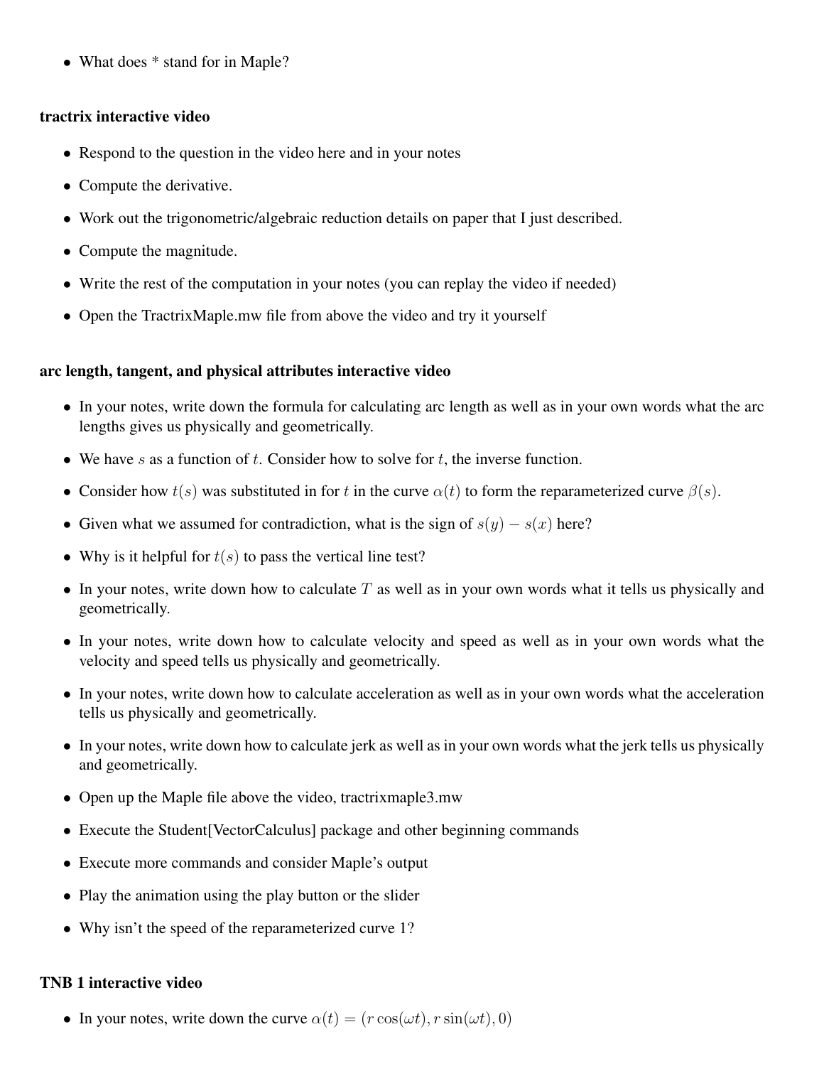- What does * stand for in Maple?

**tractrix interactive video**

- Respond to the question in the video here and in your notes
- Compute the derivative.
- Work out the trigonometric/algebraic reduction details on paper that I just described.
- Compute the magnitude.
- Write the rest of the computation in your notes (you can replay the video if needed)
- Open the TractrixMaple.mw file from above the video and try it yourself

**arc length, tangent, and physical attributes interactive video**

- In your notes, write down the formula for calculating arc length as well as in your own words what the arc lengths gives us physically and geometrically.
- We have $s$ as a function of $t$. Consider how to solve for $t$, the inverse function.
- Consider how $t(s)$ was substituted in for $t$ in the curve $\alpha(t)$ to form the reparameterized curve $\beta(s)$.
- Given what we assumed for contradiction, what is the sign of $s(y) - s(x)$ here?
- Why is it helpful for $t(s)$ to pass the vertical line test?
- In your notes, write down how to calculate $T$ as well as in your own words what it tells us physically and geometrically.
- In your notes, write down how to calculate velocity and speed as well as in your own words what the velocity and speed tells us physically and geometrically.
- In your notes, write down how to calculate acceleration as well as in your own words what the acceleration tells us physically and geometrically.
- In your notes, write down how to calculate jerk as well as in your own words what the jerk tells us physically and geometrically.
- Open up the Maple file above the video, tractrixmaple3.mw
- Execute the Student[VectorCalculus] package and other beginning commands
- Execute more commands and consider Maple's output
- Play the animation using the play button or the slider
- Why isn't the speed of the reparameterized curve 1?

**TNB 1 interactive video**

- In your notes, write down the curve $\alpha(t) = (r\cos(\omega t), r\sin(\omega t), 0)$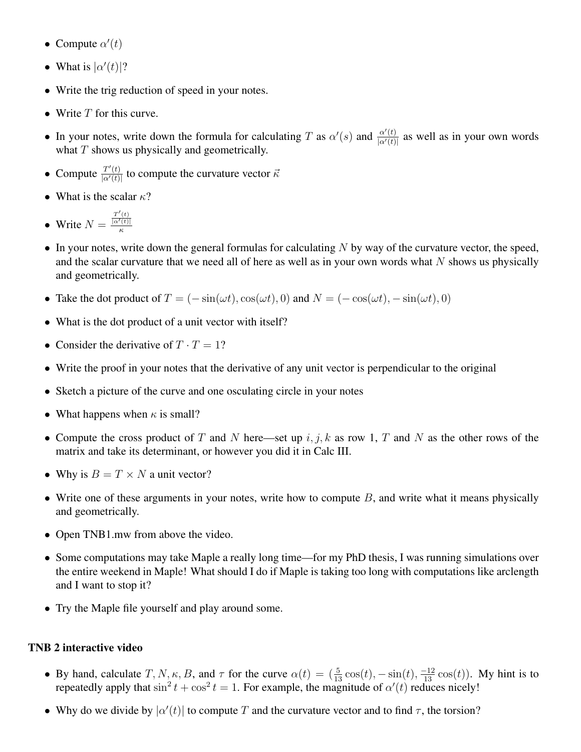- Compute $\alpha'(t)$
- What is $|\alpha'(t)|$?
- Write the trig reduction of speed in your notes.
- Write $T$ for this curve.
- In your notes, write down the formula for calculating $T$ as $\alpha'(s)$ and $\frac{\alpha'(t)}{|\alpha'(t)|}$ as well as in your own words what $T$ shows us physically and geometrically.
- Compute $\frac{T'(t)}{|\alpha'(t)|}$ to compute the curvature vector $\vec{\kappa}$
- What is the scalar $\kappa$?
- Write $N = \frac{\frac{T'(t)}{|\alpha'(t)|}}{\kappa}$
- In your notes, write down the general formulas for calculating $N$ by way of the curvature vector, the speed, and the scalar curvature that we need all of here as well as in your own words what $N$ shows us physically and geometrically.
- Take the dot product of $T = (-\sin(\omega t), \cos(\omega t), 0)$ and $N = (-\cos(\omega t), -\sin(\omega t), 0)$
- What is the dot product of a unit vector with itself?
- Consider the derivative of $T \cdot T = 1$?
- Write the proof in your notes that the derivative of any unit vector is perpendicular to the original
- Sketch a picture of the curve and one osculating circle in your notes
- What happens when $\kappa$ is small?
- Compute the cross product of $T$ and $N$ here—set up $i, j, k$ as row 1, $T$ and $N$ as the other rows of the matrix and take its determinant, or however you did it in Calc III.
- Why is $B = T \times N$ a unit vector?
- Write one of these arguments in your notes, write how to compute $B$, and write what it means physically and geometrically.
- Open TNB1.mw from above the video.
- Some computations may take Maple a really long time—for my PhD thesis, I was running simulations over the entire weekend in Maple! What should I do if Maple is taking too long with computations like arclength and I want to stop it?
- Try the Maple file yourself and play around some.

**TNB 2 interactive video**

- By hand, calculate $T, N, \kappa, B$, and $\tau$ for the curve $\alpha(t) = (\frac{5}{13}\cos(t), -\sin(t), \frac{-12}{13}\cos(t))$. My hint is to repeatedly apply that $\sin^2 t + \cos^2 t = 1$. For example, the magnitude of $\alpha'(t)$ reduces nicely!
- Why do we divide by $|\alpha'(t)|$ to compute $T$ and the curvature vector and to find $\tau$, the torsion?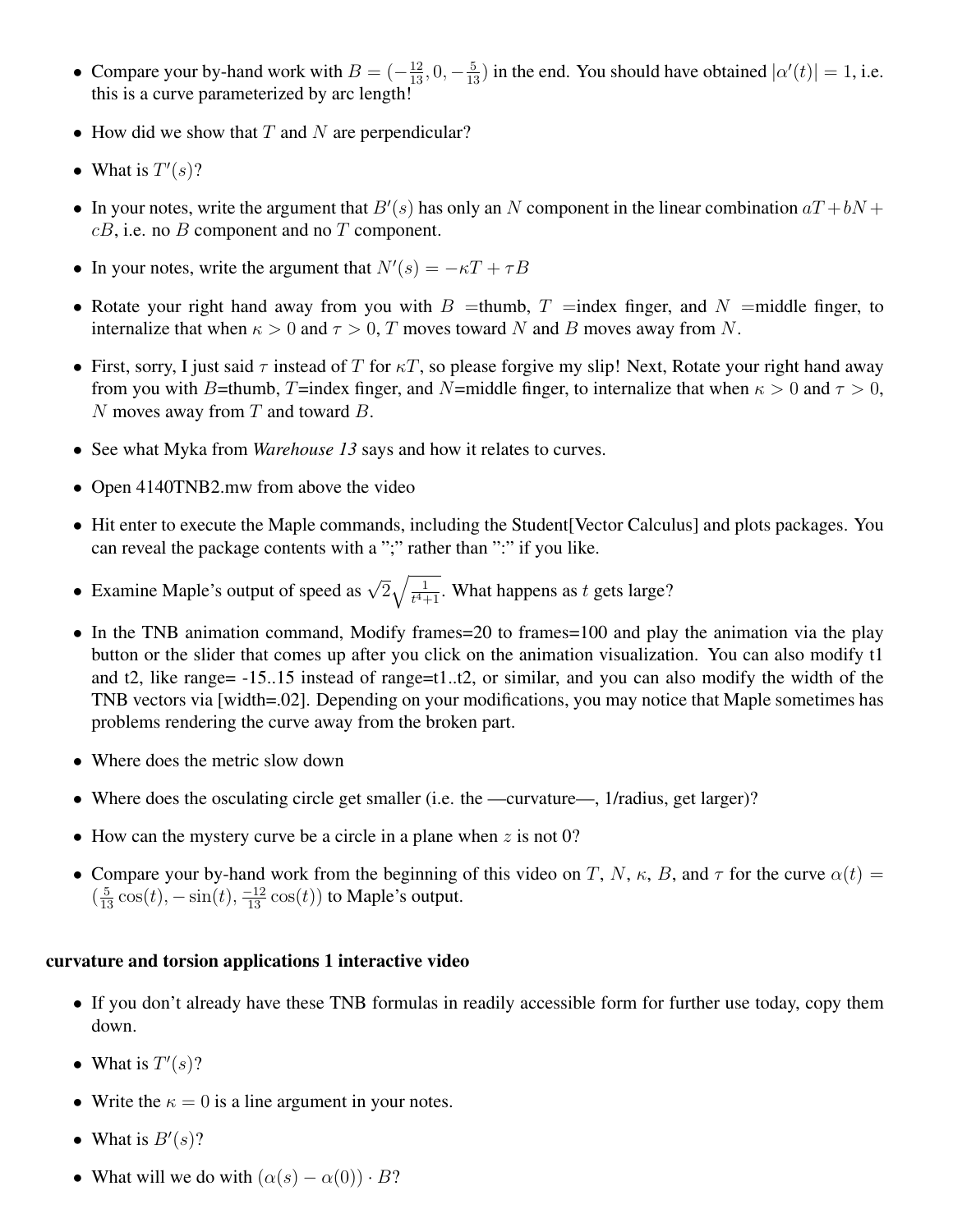- Compare your by-hand work with $B = (-\frac{12}{13}, 0, -\frac{5}{13})$ in the end. You should have obtained $|\alpha'(t)| = 1$, i.e. this is a curve parameterized by arc length!
- How did we show that $T$ and $N$ are perpendicular?
- What is $T'(s)$?
- In your notes, write the argument that $B'(s)$ has only an $N$ component in the linear combination $aT + bN + cB$, i.e. no $B$ component and no $T$ component.
- In your notes, write the argument that $N'(s) = -\kappa T + \tau B$
- Rotate your right hand away from you with $B$ =thumb, $T$ =index finger, and $N$ =middle finger, to internalize that when $\kappa > 0$ and $\tau > 0$, $T$ moves toward $N$ and $B$ moves away from $N$.
- First, sorry, I just said $\tau$ instead of $T$ for $\kappa T$, so please forgive my slip! Next, Rotate your right hand away from you with $B$=thumb, $T$=index finger, and $N$=middle finger, to internalize that when $\kappa > 0$ and $\tau > 0$, $N$ moves away from $T$ and toward $B$.
- See what Myka from *Warehouse 13* says and how it relates to curves.
- Open 4140TNB2.mw from above the video
- Hit enter to execute the Maple commands, including the Student[Vector Calculus] and plots packages. You can reveal the package contents with a ";" rather than ":" if you like.
- Examine Maple's output of speed as $\sqrt{2}\sqrt{\frac{1}{t^4+1}}$. What happens as $t$ gets large?
- In the TNB animation command, Modify frames=20 to frames=100 and play the animation via the play button or the slider that comes up after you click on the animation visualization. You can also modify t1 and t2, like range= -15..15 instead of range=t1..t2, or similar, and you can also modify the width of the TNB vectors via [width=.02]. Depending on your modifications, you may notice that Maple sometimes has problems rendering the curve away from the broken part.
- Where does the metric slow down
- Where does the osculating circle get smaller (i.e. the —curvature—, 1/radius, get larger)?
- How can the mystery curve be a circle in a plane when $z$ is not 0?
- Compare your by-hand work from the beginning of this video on $T$, $N$, $\kappa$, $B$, and $\tau$ for the curve $\alpha(t) = (\frac{5}{13}\cos(t), -\sin(t), \frac{-12}{13}\cos(t))$ to Maple's output.

### curvature and torsion applications 1 interactive video

- If you don't already have these TNB formulas in readily accessible form for further use today, copy them down.
- What is $T'(s)$?
- Write the $\kappa = 0$ is a line argument in your notes.
- What is $B'(s)$?
- What will we do with $(\alpha(s) - \alpha(0)) \cdot B$?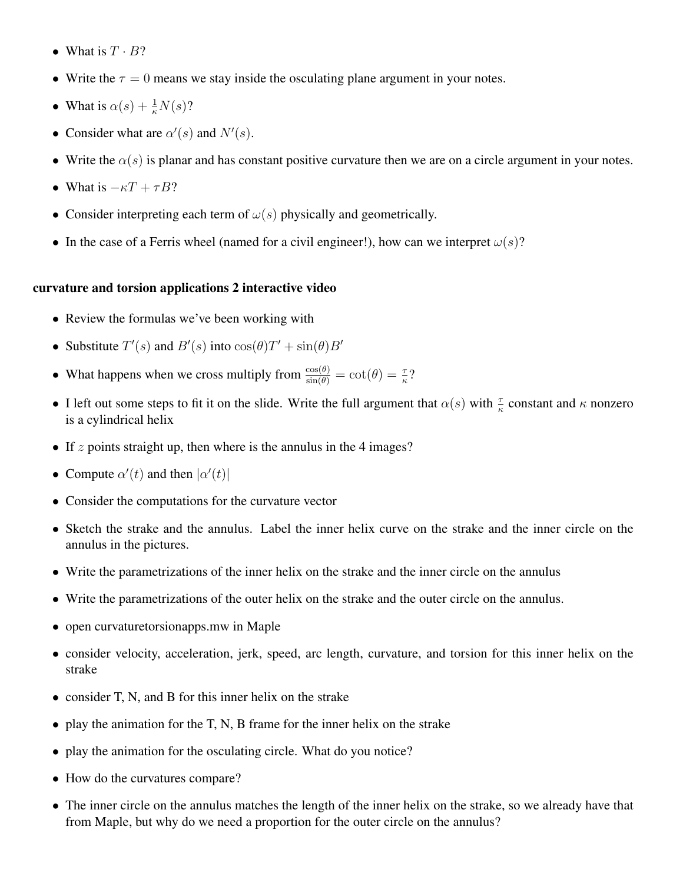- What is $T \cdot B$?
- Write the $\tau = 0$ means we stay inside the osculating plane argument in your notes.
- What is $\alpha(s) + \frac{1}{\kappa}N(s)$?
- Consider what are $\alpha'(s)$ and $N'(s)$.
- Write the $\alpha(s)$ is planar and has constant positive curvature then we are on a circle argument in your notes.
- What is $-\kappa T + \tau B$?
- Consider interpreting each term of $\omega(s)$ physically and geometrically.
- In the case of a Ferris wheel (named for a civil engineer!), how can we interpret $\omega(s)$?

**curvature and torsion applications 2 interactive video**

- Review the formulas we've been working with
- Substitute $T'(s)$ and $B'(s)$ into $\cos(\theta)T' + \sin(\theta)B'$
- What happens when we cross multiply from $\frac{\cos(\theta)}{\sin(\theta)} = \cot(\theta) = \frac{\tau}{\kappa}$?
- I left out some steps to fit it on the slide. Write the full argument that $\alpha(s)$ with $\frac{\tau}{\kappa}$ constant and $\kappa$ nonzero is a cylindrical helix
- If $z$ points straight up, then where is the annulus in the 4 images?
- Compute $\alpha'(t)$ and then $|\alpha'(t)|$
- Consider the computations for the curvature vector
- Sketch the strake and the annulus. Label the inner helix curve on the strake and the inner circle on the annulus in the pictures.
- Write the parametrizations of the inner helix on the strake and the inner circle on the annulus
- Write the parametrizations of the outer helix on the strake and the outer circle on the annulus.
- open curvaturetorsionapps.mw in Maple
- consider velocity, acceleration, jerk, speed, arc length, curvature, and torsion for this inner helix on the strake
- consider T, N, and B for this inner helix on the strake
- play the animation for the T, N, B frame for the inner helix on the strake
- play the animation for the osculating circle. What do you notice?
- How do the curvatures compare?
- The inner circle on the annulus matches the length of the inner helix on the strake, so we already have that from Maple, but why do we need a proportion for the outer circle on the annulus?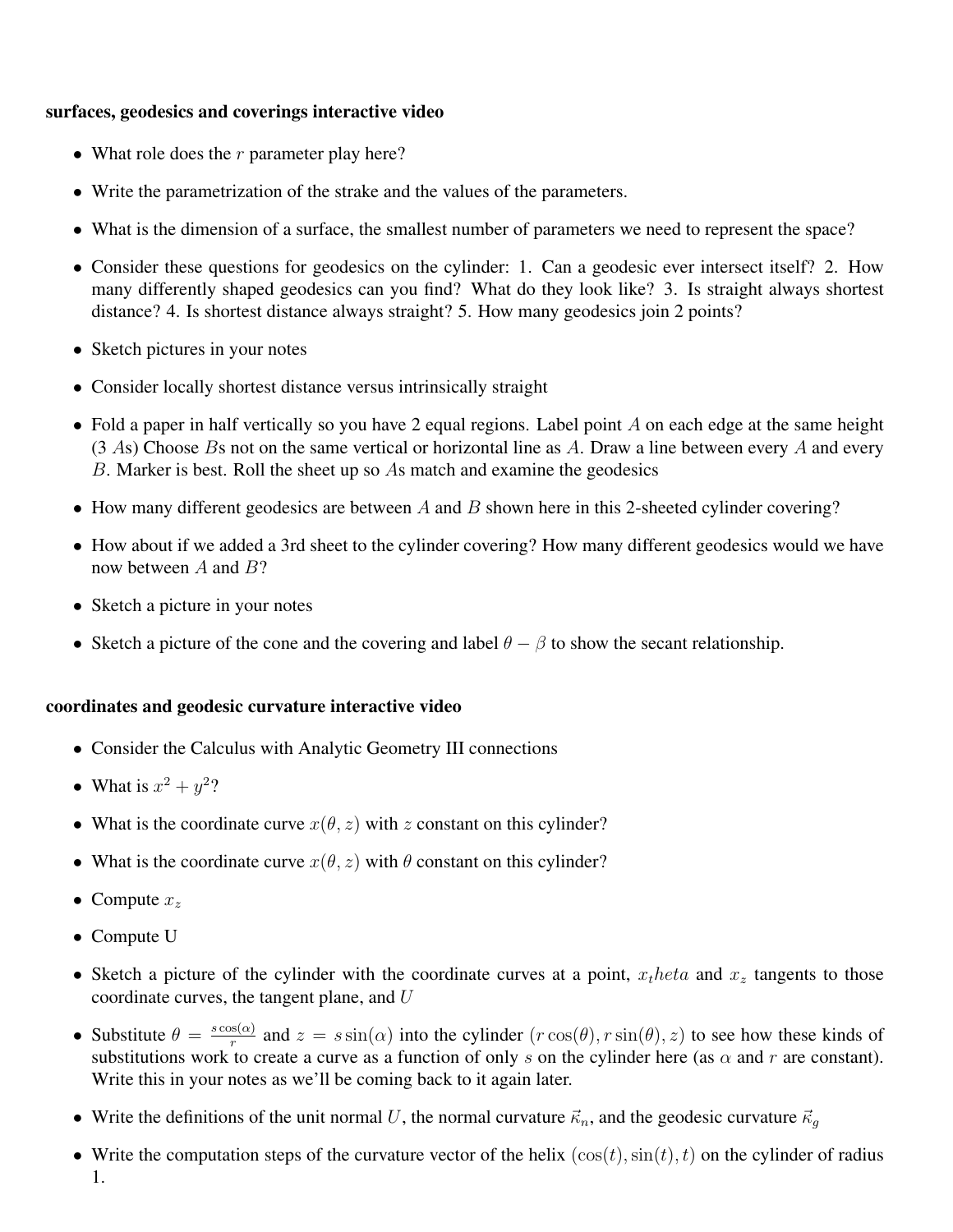**surfaces, geodesics and coverings interactive video**

- What role does the $r$ parameter play here?
- Write the parametrization of the strake and the values of the parameters.
- What is the dimension of a surface, the smallest number of parameters we need to represent the space?
- Consider these questions for geodesics on the cylinder: 1. Can a geodesic ever intersect itself? 2. How many differently shaped geodesics can you find? What do they look like? 3. Is straight always shortest distance? 4. Is shortest distance always straight? 5. How many geodesics join 2 points?
- Sketch pictures in your notes
- Consider locally shortest distance versus intrinsically straight
- Fold a paper in half vertically so you have 2 equal regions. Label point $A$ on each edge at the same height (3 $A$s) Choose $B$s not on the same vertical or horizontal line as $A$. Draw a line between every $A$ and every $B$. Marker is best. Roll the sheet up so $A$s match and examine the geodesics
- How many different geodesics are between $A$ and $B$ shown here in this 2-sheeted cylinder covering?
- How about if we added a 3rd sheet to the cylinder covering? How many different geodesics would we have now between $A$ and $B$?
- Sketch a picture in your notes
- Sketch a picture of the cone and the covering and label $\theta - \beta$ to show the secant relationship.

**coordinates and geodesic curvature interactive video**

- Consider the Calculus with Analytic Geometry III connections
- What is $x^2 + y^2$?
- What is the coordinate curve $x(\theta, z)$ with $z$ constant on this cylinder?
- What is the coordinate curve $x(\theta, z)$ with $\theta$ constant on this cylinder?
- Compute $x_z$
- Compute U
- Sketch a picture of the cylinder with the coordinate curves at a point, $x_theta$ and $x_z$ tangents to those coordinate curves, the tangent plane, and $U$
- Substitute $\theta = \frac{s\cos(\alpha)}{r}$ and $z = s\sin(\alpha)$ into the cylinder $(r\cos(\theta), r\sin(\theta), z)$ to see how these kinds of substitutions work to create a curve as a function of only $s$ on the cylinder here (as $\alpha$ and $r$ are constant). Write this in your notes as we'll be coming back to it again later.
- Write the definitions of the unit normal $U$, the normal curvature $\vec{\kappa}_n$, and the geodesic curvature $\vec{\kappa}_g$
- Write the computation steps of the curvature vector of the helix $(\cos(t), \sin(t), t)$ on the cylinder of radius 1.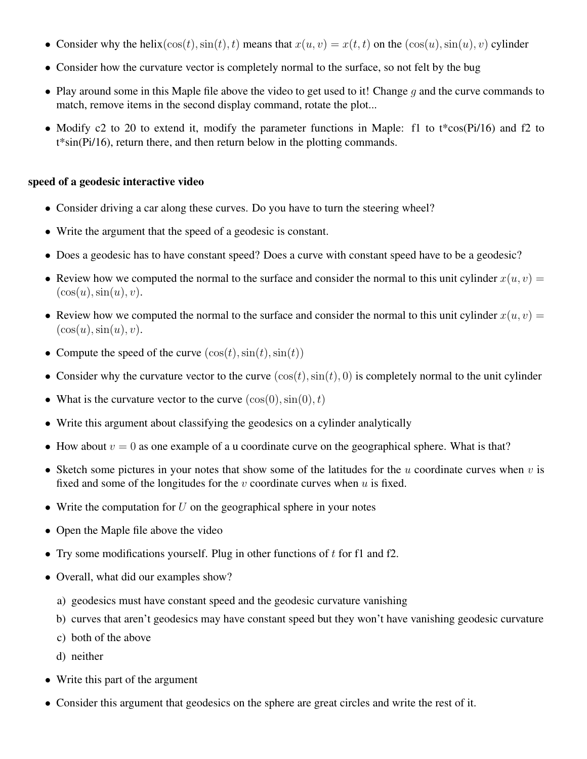- Consider why the helix$(\cos(t), \sin(t), t)$ means that $x(u, v) = x(t, t)$ on the $(\cos(u), \sin(u), v)$ cylinder
- Consider how the curvature vector is completely normal to the surface, so not felt by the bug
- Play around some in this Maple file above the video to get used to it! Change $g$ and the curve commands to match, remove items in the second display command, rotate the plot...
- Modify c2 to 20 to extend it, modify the parameter functions in Maple: f1 to t*cos(Pi/16) and f2 to t*sin(Pi/16), return there, and then return below in the plotting commands.

**speed of a geodesic interactive video**

- Consider driving a car along these curves. Do you have to turn the steering wheel?
- Write the argument that the speed of a geodesic is constant.
- Does a geodesic has to have constant speed? Does a curve with constant speed have to be a geodesic?
- Review how we computed the normal to the surface and consider the normal to this unit cylinder $x(u, v) = (\cos(u), \sin(u), v)$.
- Review how we computed the normal to the surface and consider the normal to this unit cylinder $x(u, v) = (\cos(u), \sin(u), v)$.
- Compute the speed of the curve $(\cos(t), \sin(t), \sin(t))$
- Consider why the curvature vector to the curve $(\cos(t), \sin(t), 0)$ is completely normal to the unit cylinder
- What is the curvature vector to the curve $(\cos(0), \sin(0), t)$
- Write this argument about classifying the geodesics on a cylinder analytically
- How about $v = 0$ as one example of a u coordinate curve on the geographical sphere. What is that?
- Sketch some pictures in your notes that show some of the latitudes for the $u$ coordinate curves when $v$ is fixed and some of the longitudes for the $v$ coordinate curves when $u$ is fixed.
- Write the computation for $U$ on the geographical sphere in your notes
- Open the Maple file above the video
- Try some modifications yourself. Plug in other functions of $t$ for f1 and f2.
- Overall, what did our examples show?
  a) geodesics must have constant speed and the geodesic curvature vanishing
  b) curves that aren't geodesics may have constant speed but they won't have vanishing geodesic curvature
  c) both of the above
  d) neither
- Write this part of the argument
- Consider this argument that geodesics on the sphere are great circles and write the rest of it.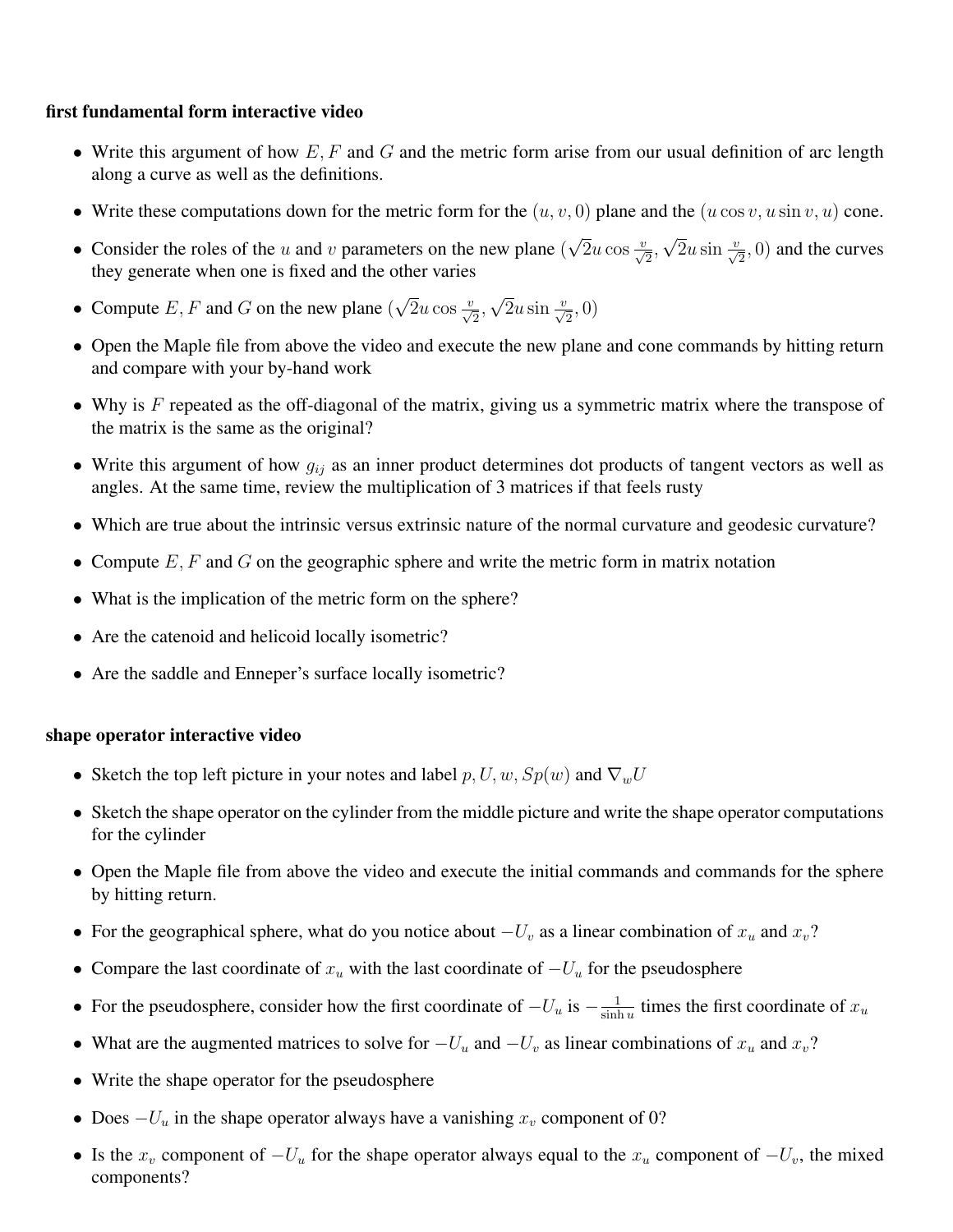**first fundamental form interactive video**

- Write this argument of how $E, F$ and $G$ and the metric form arise from our usual definition of arc length along a curve as well as the definitions.
- Write these computations down for the metric form for the $(u, v, 0)$ plane and the $(u\cos v, u\sin v, u)$ cone.
- Consider the roles of the $u$ and $v$ parameters on the new plane $(\sqrt{2}u\cos\frac{v}{\sqrt{2}}, \sqrt{2}u\sin\frac{v}{\sqrt{2}}, 0)$ and the curves they generate when one is fixed and the other varies
- Compute $E, F$ and $G$ on the new plane $(\sqrt{2}u\cos\frac{v}{\sqrt{2}}, \sqrt{2}u\sin\frac{v}{\sqrt{2}}, 0)$
- Open the Maple file from above the video and execute the new plane and cone commands by hitting return and compare with your by-hand work
- Why is $F$ repeated as the off-diagonal of the matrix, giving us a symmetric matrix where the transpose of the matrix is the same as the original?
- Write this argument of how $g_{ij}$ as an inner product determines dot products of tangent vectors as well as angles. At the same time, review the multiplication of 3 matrices if that feels rusty
- Which are true about the intrinsic versus extrinsic nature of the normal curvature and geodesic curvature?
- Compute $E, F$ and $G$ on the geographic sphere and write the metric form in matrix notation
- What is the implication of the metric form on the sphere?
- Are the catenoid and helicoid locally isometric?
- Are the saddle and Enneper's surface locally isometric?

**shape operator interactive video**

- Sketch the top left picture in your notes and label $p, U, w, Sp(w)$ and $\nabla_w U$
- Sketch the shape operator on the cylinder from the middle picture and write the shape operator computations for the cylinder
- Open the Maple file from above the video and execute the initial commands and commands for the sphere by hitting return.
- For the geographical sphere, what do you notice about $-U_v$ as a linear combination of $x_u$ and $x_v$?
- Compare the last coordinate of $x_u$ with the last coordinate of $-U_u$ for the pseudosphere
- For the pseudosphere, consider how the first coordinate of $-U_u$ is $-\frac{1}{\sinh u}$ times the first coordinate of $x_u$
- What are the augmented matrices to solve for $-U_u$ and $-U_v$ as linear combinations of $x_u$ and $x_v$?
- Write the shape operator for the pseudosphere
- Does $-U_u$ in the shape operator always have a vanishing $x_v$ component of 0?
- Is the $x_v$ component of $-U_u$ for the shape operator always equal to the $x_u$ component of $-U_v$, the mixed components?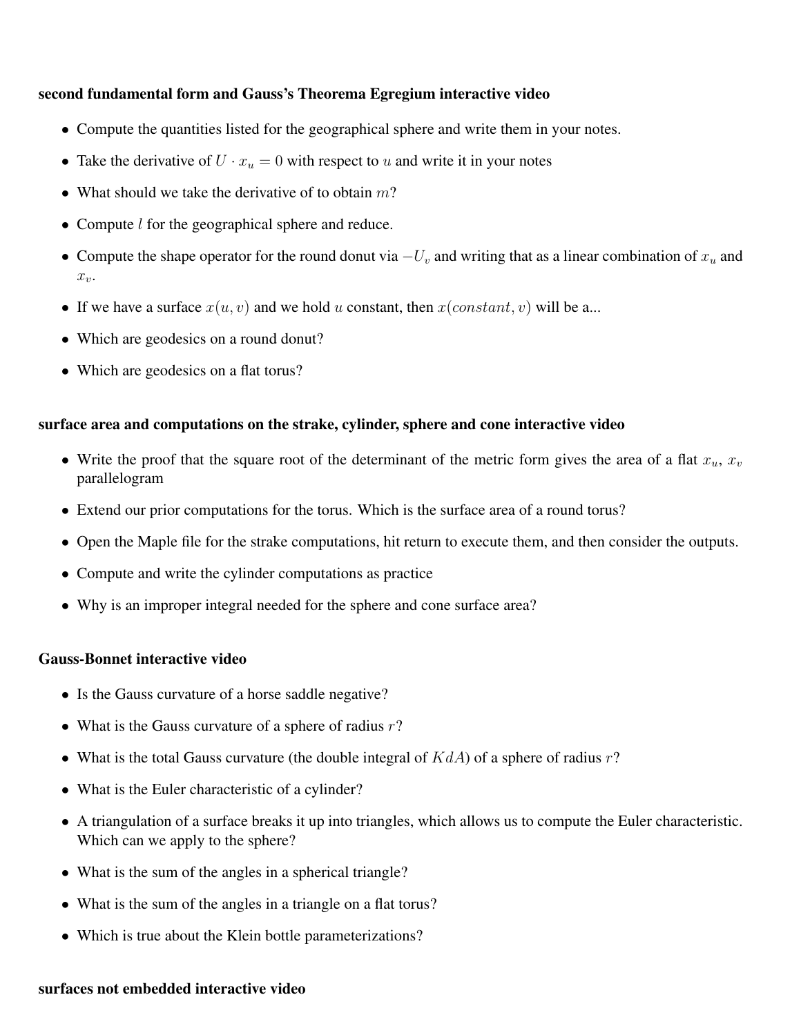**second fundamental form and Gauss's Theorema Egregium interactive video**

- Compute the quantities listed for the geographical sphere and write them in your notes.
- Take the derivative of $U \cdot x_u = 0$ with respect to $u$ and write it in your notes
- What should we take the derivative of to obtain $m$?
- Compute $l$ for the geographical sphere and reduce.
- Compute the shape operator for the round donut via $-U_v$ and writing that as a linear combination of $x_u$ and $x_v$.
- If we have a surface $x(u, v)$ and we hold $u$ constant, then $x(constant, v)$ will be a...
- Which are geodesics on a round donut?
- Which are geodesics on a flat torus?

**surface area and computations on the strake, cylinder, sphere and cone interactive video**

- Write the proof that the square root of the determinant of the metric form gives the area of a flat $x_u$, $x_v$ parallelogram
- Extend our prior computations for the torus. Which is the surface area of a round torus?
- Open the Maple file for the strake computations, hit return to execute them, and then consider the outputs.
- Compute and write the cylinder computations as practice
- Why is an improper integral needed for the sphere and cone surface area?

**Gauss-Bonnet interactive video**

- Is the Gauss curvature of a horse saddle negative?
- What is the Gauss curvature of a sphere of radius $r$?
- What is the total Gauss curvature (the double integral of $KdA$) of a sphere of radius $r$?
- What is the Euler characteristic of a cylinder?
- A triangulation of a surface breaks it up into triangles, which allows us to compute the Euler characteristic. Which can we apply to the sphere?
- What is the sum of the angles in a spherical triangle?
- What is the sum of the angles in a triangle on a flat torus?
- Which is true about the Klein bottle parameterizations?

**surfaces not embedded interactive video**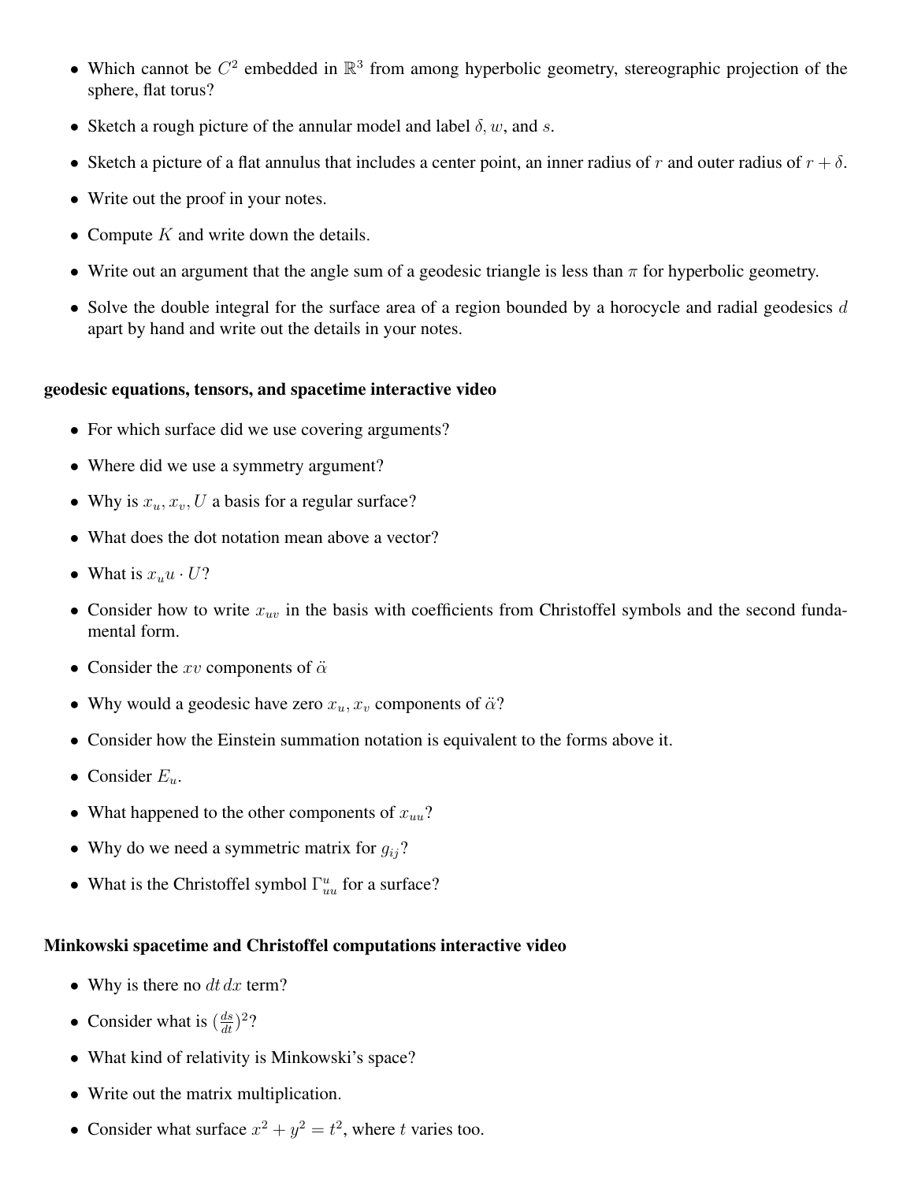- Which cannot be $C^2$ embedded in $\mathbb{R}^3$ from among hyperbolic geometry, stereographic projection of the sphere, flat torus?
- Sketch a rough picture of the annular model and label $\delta, w$, and $s$.
- Sketch a picture of a flat annulus that includes a center point, an inner radius of $r$ and outer radius of $r + \delta$.
- Write out the proof in your notes.
- Compute $K$ and write down the details.
- Write out an argument that the angle sum of a geodesic triangle is less than $\pi$ for hyperbolic geometry.
- Solve the double integral for the surface area of a region bounded by a horocycle and radial geodesics $d$ apart by hand and write out the details in your notes.

**geodesic equations, tensors, and spacetime interactive video**

- For which surface did we use covering arguments?
- Where did we use a symmetry argument?
- Why is $x_u, x_v, U$ a basis for a regular surface?
- What does the dot notation mean above a vector?
- What is $x_u u \cdot U$?
- Consider how to write $x_{uv}$ in the basis with coefficients from Christoffel symbols and the second fundamental form.
- Consider the $xv$ components of $\ddot{\alpha}$
- Why would a geodesic have zero $x_u, x_v$ components of $\ddot{\alpha}$?
- Consider how the Einstein summation notation is equivalent to the forms above it.
- Consider $E_u$.
- What happened to the other components of $x_{uu}$?
- Why do we need a symmetric matrix for $g_{ij}$?
- What is the Christoffel symbol $\Gamma^u_{uu}$ for a surface?

**Minkowski spacetime and Christoffel computations interactive video**

- Why is there no $dt\,dx$ term?
- Consider what is $(\frac{ds}{dt})^2$?
- What kind of relativity is Minkowski's space?
- Write out the matrix multiplication.
- Consider what surface $x^2 + y^2 = t^2$, where $t$ varies too.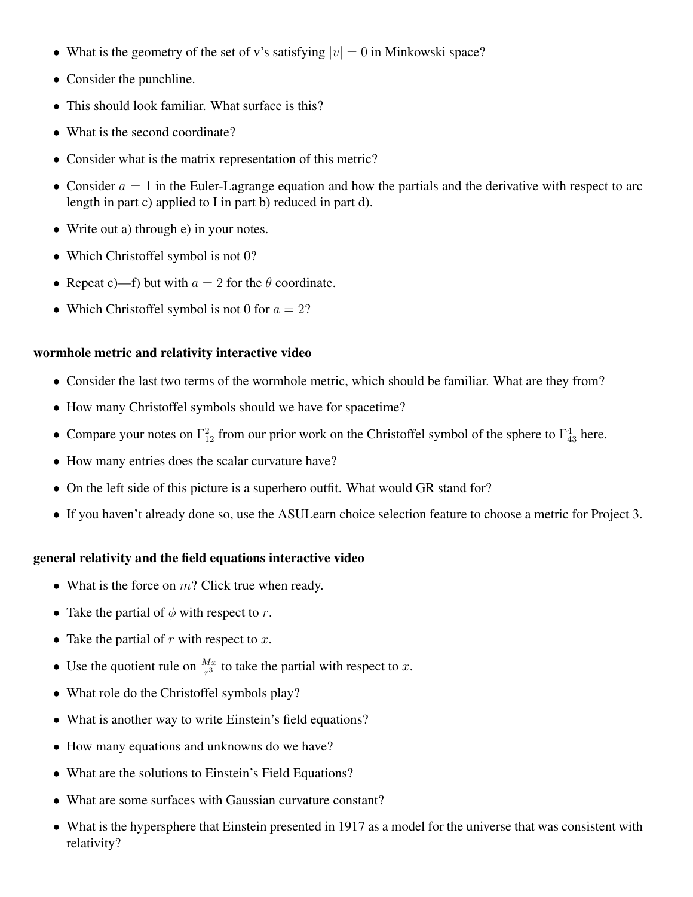- What is the geometry of the set of v's satisfying $|v| = 0$ in Minkowski space?
- Consider the punchline.
- This should look familiar. What surface is this?
- What is the second coordinate?
- Consider what is the matrix representation of this metric?
- Consider $a = 1$ in the Euler-Lagrange equation and how the partials and the derivative with respect to arc length in part c) applied to I in part b) reduced in part d).
- Write out a) through e) in your notes.
- Which Christoffel symbol is not 0?
- Repeat c)—f) but with $a = 2$ for the $\theta$ coordinate.
- Which Christoffel symbol is not 0 for $a = 2$?

**wormhole metric and relativity interactive video**

- Consider the last two terms of the wormhole metric, which should be familiar. What are they from?
- How many Christoffel symbols should we have for spacetime?
- Compare your notes on $\Gamma^2_{12}$ from our prior work on the Christoffel symbol of the sphere to $\Gamma^4_{43}$ here.
- How many entries does the scalar curvature have?
- On the left side of this picture is a superhero outfit. What would GR stand for?
- If you haven't already done so, use the ASULearn choice selection feature to choose a metric for Project 3.

**general relativity and the field equations interactive video**

- What is the force on $m$? Click true when ready.
- Take the partial of $\phi$ with respect to $r$.
- Take the partial of $r$ with respect to $x$.
- Use the quotient rule on $\frac{Mx}{r^3}$ to take the partial with respect to $x$.
- What role do the Christoffel symbols play?
- What is another way to write Einstein's field equations?
- How many equations and unknowns do we have?
- What are the solutions to Einstein's Field Equations?
- What are some surfaces with Gaussian curvature constant?
- What is the hypersphere that Einstein presented in 1917 as a model for the universe that was consistent with relativity?